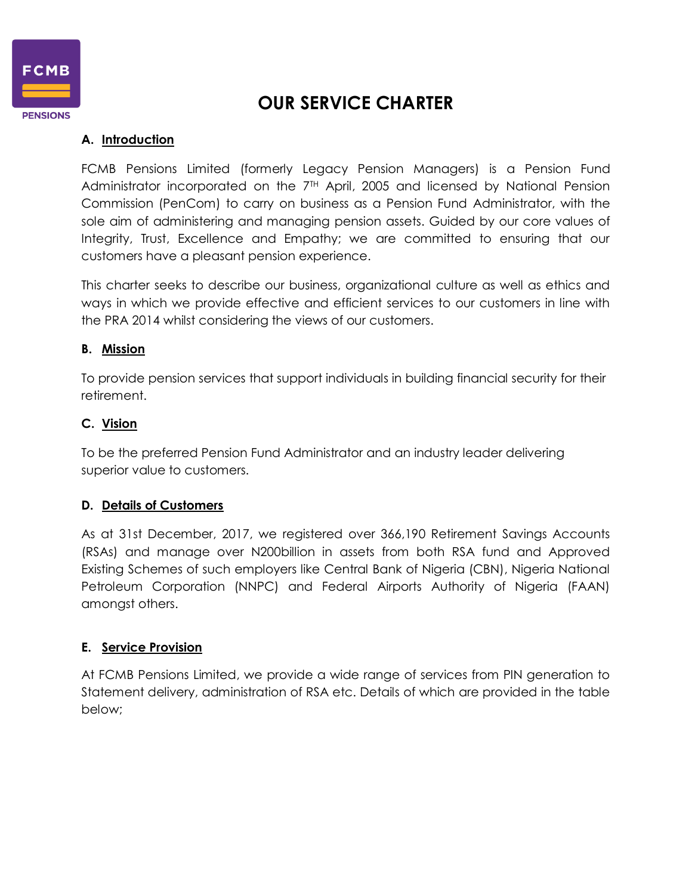# OUR SERVICE CHARTER

## A. Introduction

FCMB Pensions Limited (formerly Legacy Pension Managers) is a Pension Fund Administrator incorporated on the 7$^{TH}$ April, 2005 and licensed by National Pension Commission (PenCom) to carry on business as a Pension Fund Administrator, with the sole aim of administering and managing pension assets. Guided by our core values of Integrity, Trust, Excellence and Empathy; we are committed to ensuring that our customers have a pleasant pension experience.

This charter seeks to describe our business, organizational culture as well as ethics and ways in which we provide effective and efficient services to our customers in line with the PRA 2014 whilst considering the views of our customers.

## B. Mission

To provide pension services that support individuals in building financial security for their retirement.

## C. Vision

To be the preferred Pension Fund Administrator and an industry leader delivering superior value to customers.

## D. Details of Customers

As at 31st December, 2017, we registered over 366,190 Retirement Savings Accounts (RSAs) and manage over N200billion in assets from both RSA fund and Approved Existing Schemes of such employers like Central Bank of Nigeria (CBN), Nigeria National Petroleum Corporation (NNPC) and Federal Airports Authority of Nigeria (FAAN) amongst others.

## E. Service Provision

At FCMB Pensions Limited, we provide a wide range of services from PIN generation to Statement delivery, administration of RSA etc. Details of which are provided in the table below;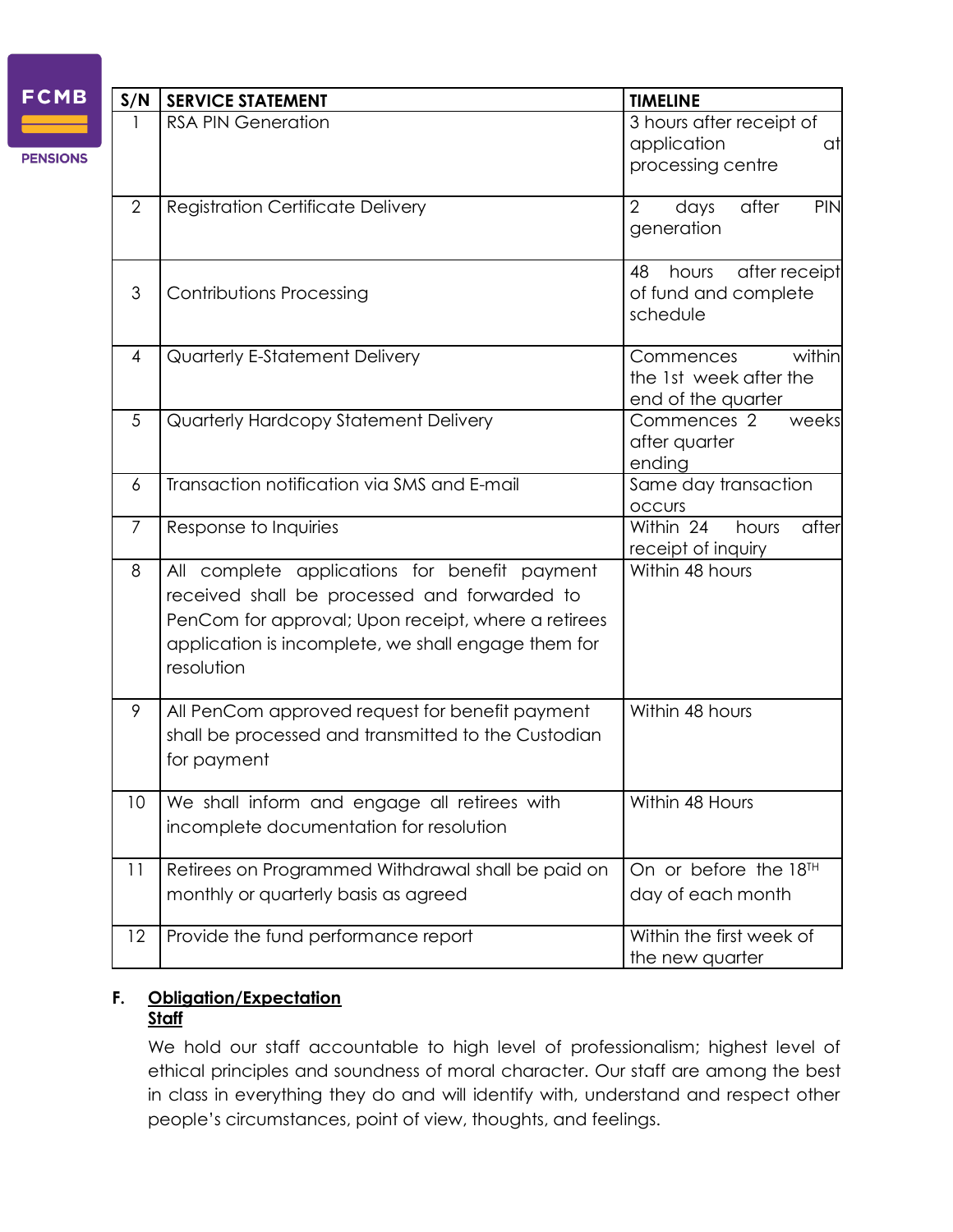| S/N | SERVICE STATEMENT | TIMELINE |
|---|---|---|
| 1 | RSA PIN Generation | 3 hours after receipt of application at processing centre |
| 2 | Registration Certificate Delivery | 2 days after PIN generation |
| 3 | Contributions Processing | 48 hours after receipt of fund and complete schedule |
| 4 | Quarterly E-Statement Delivery | Commences within the 1st week after the end of the quarter |
| 5 | Quarterly Hardcopy Statement Delivery | Commences 2 weeks after quarter ending |
| 6 | Transaction notification via SMS and E-mail | Same day transaction occurs |
| 7 | Response to Inquiries | Within 24 hours after receipt of inquiry |
| 8 | All complete applications for benefit payment received shall be processed and forwarded to PenCom for approval; Upon receipt, where a retirees application is incomplete, we shall engage them for resolution | Within 48 hours |
| 9 | All PenCom approved request for benefit payment shall be processed and transmitted to the Custodian for payment | Within 48 hours |
| 10 | We shall inform and engage all retirees with incomplete documentation for resolution | Within 48 Hours |
| 11 | Retirees on Programmed Withdrawal shall be paid on monthly or quarterly basis as agreed | On or before the 18TH day of each month |
| 12 | Provide the fund performance report | Within the first week of the new quarter |

**F. Obligation/Expectation**

**Staff**

We hold our staff accountable to high level of professionalism; highest level of ethical principles and soundness of moral character. Our staff are among the best in class in everything they do and will identify with, understand and respect other people's circumstances, point of view, thoughts, and feelings.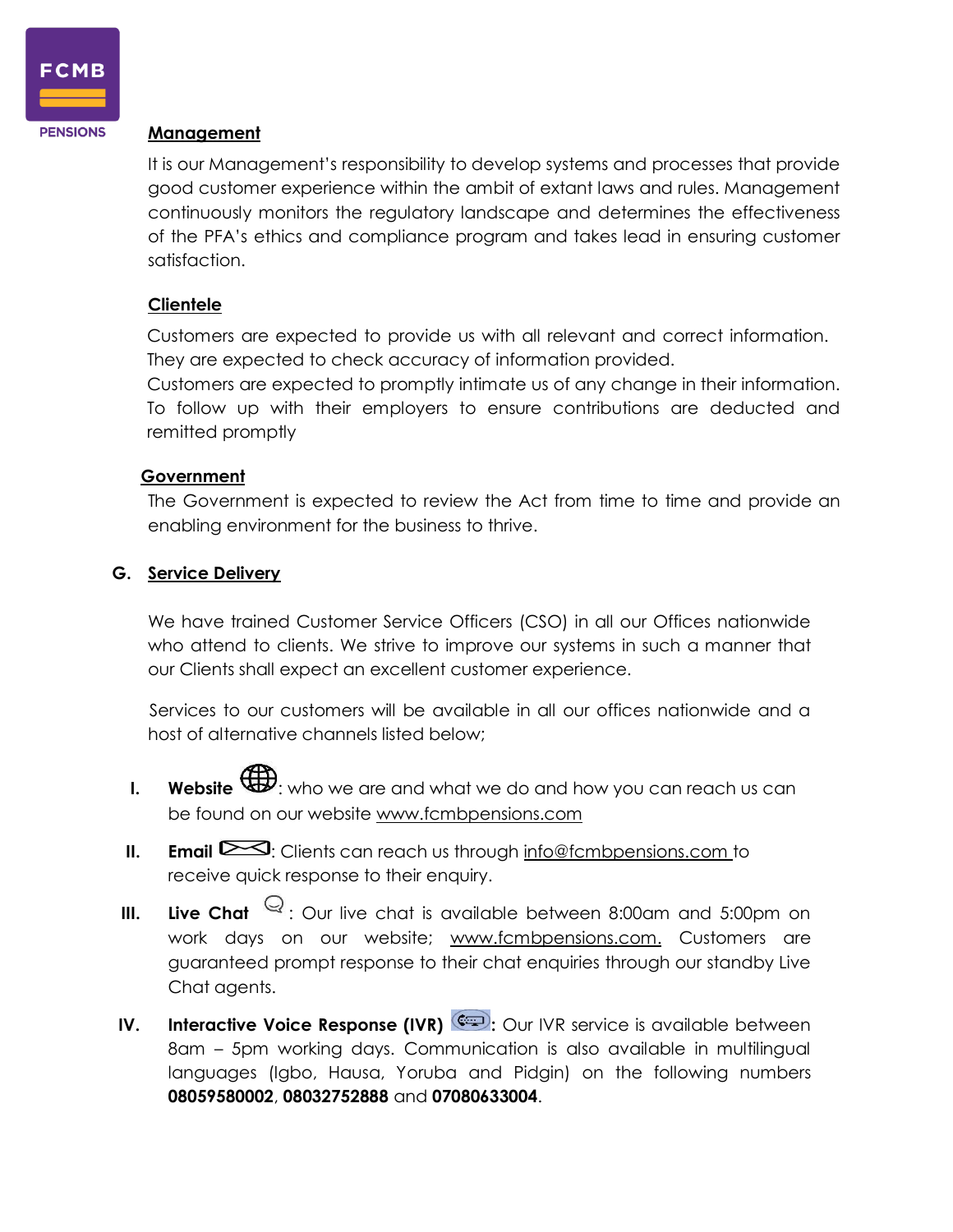**Management**

It is our Management's responsibility to develop systems and processes that provide good customer experience within the ambit of extant laws and rules. Management continuously monitors the regulatory landscape and determines the effectiveness of the PFA's ethics and compliance program and takes lead in ensuring customer satisfaction.

**Clientele**

Customers are expected to provide us with all relevant and correct information. They are expected to check accuracy of information provided.
Customers are expected to promptly intimate us of any change in their information. To follow up with their employers to ensure contributions are deducted and remitted promptly

**Government**

The Government is expected to review the Act from time to time and provide an enabling environment for the business to thrive.

## G. Service Delivery

We have trained Customer Service Officers (CSO) in all our Offices nationwide who attend to clients. We strive to improve our systems in such a manner that our Clients shall expect an excellent customer experience.

Services to our customers will be available in all our offices nationwide and a host of alternative channels listed below;

I. **Website**: who we are and what we do and how you can reach us can be found on our website www.fcmbpensions.com

II. **Email**: Clients can reach us through info@fcmbpensions.com to receive quick response to their enquiry.

III. **Live Chat**: Our live chat is available between 8:00am and 5:00pm on work days on our website; www.fcmbpensions.com. Customers are guaranteed prompt response to their chat enquiries through our standby Live Chat agents.

IV. **Interactive Voice Response (IVR)**: Our IVR service is available between 8am – 5pm working days. Communication is also available in multilingual languages (Igbo, Hausa, Yoruba and Pidgin) on the following numbers **08059580002**, **08032752888** and **07080633004**.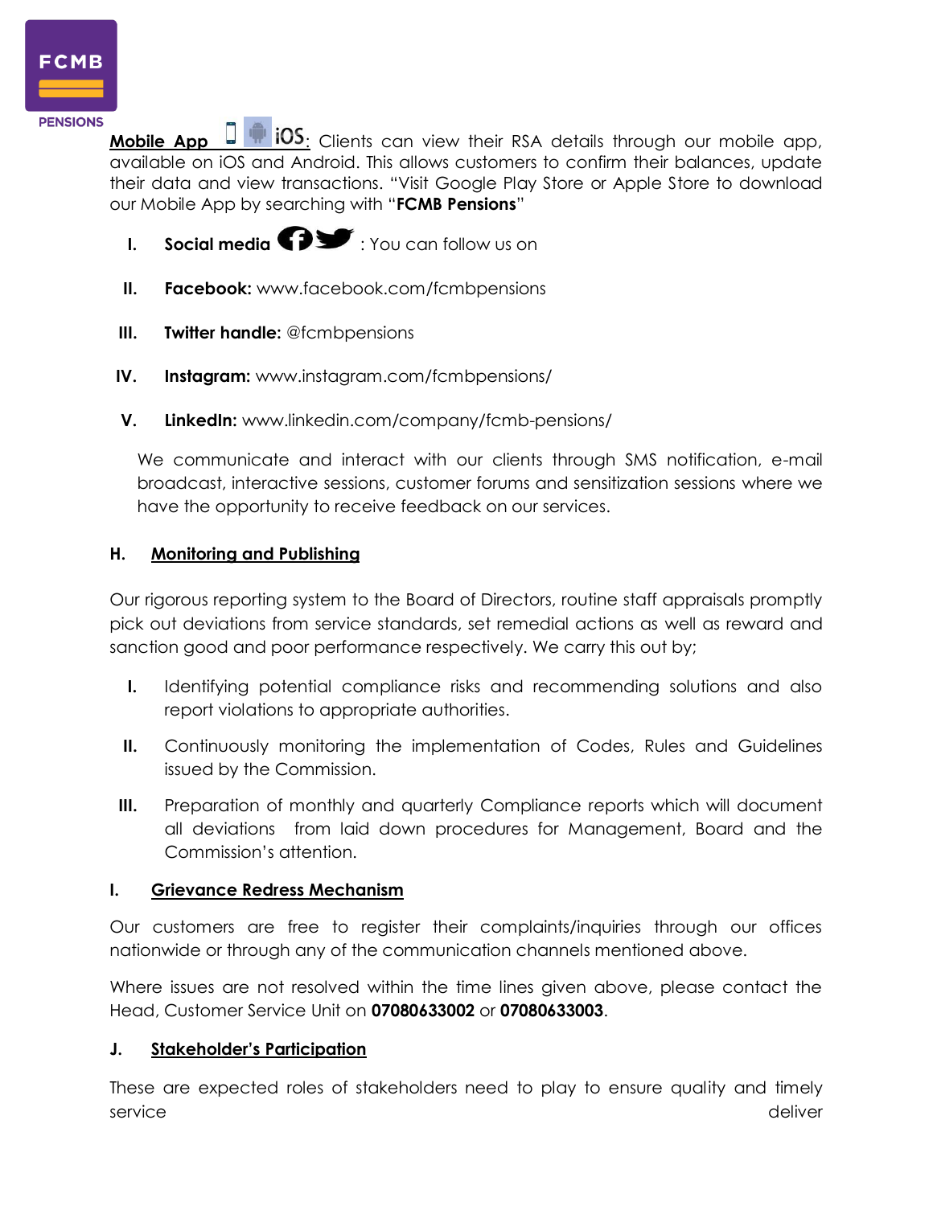**Mobile App** iOS: Clients can view their RSA details through our mobile app, available on iOS and Android. This allows customers to confirm their balances, update their data and view transactions. "Visit Google Play Store or Apple Store to download our Mobile App by searching with "**FCMB Pensions**"

I. **Social media** : You can follow us on

II. **Facebook:** www.facebook.com/fcmbpensions

III. **Twitter handle:** @fcmbpensions

IV. **Instagram:** www.instagram.com/fcmbpensions/

V. **LinkedIn:** www.linkedin.com/company/fcmb-pensions/

We communicate and interact with our clients through SMS notification, e-mail broadcast, interactive sessions, customer forums and sensitization sessions where we have the opportunity to receive feedback on our services.

## H. Monitoring and Publishing

Our rigorous reporting system to the Board of Directors, routine staff appraisals promptly pick out deviations from service standards, set remedial actions as well as reward and sanction good and poor performance respectively. We carry this out by;

I. Identifying potential compliance risks and recommending solutions and also report violations to appropriate authorities.

II. Continuously monitoring the implementation of Codes, Rules and Guidelines issued by the Commission.

III. Preparation of monthly and quarterly Compliance reports which will document all deviations from laid down procedures for Management, Board and the Commission's attention.

## I. Grievance Redress Mechanism

Our customers are free to register their complaints/inquiries through our offices nationwide or through any of the communication channels mentioned above.

Where issues are not resolved within the time lines given above, please contact the Head, Customer Service Unit on **07080633002** or **07080633003**.

## J. Stakeholder's Participation

These are expected roles of stakeholders need to play to ensure quality and timely service deliver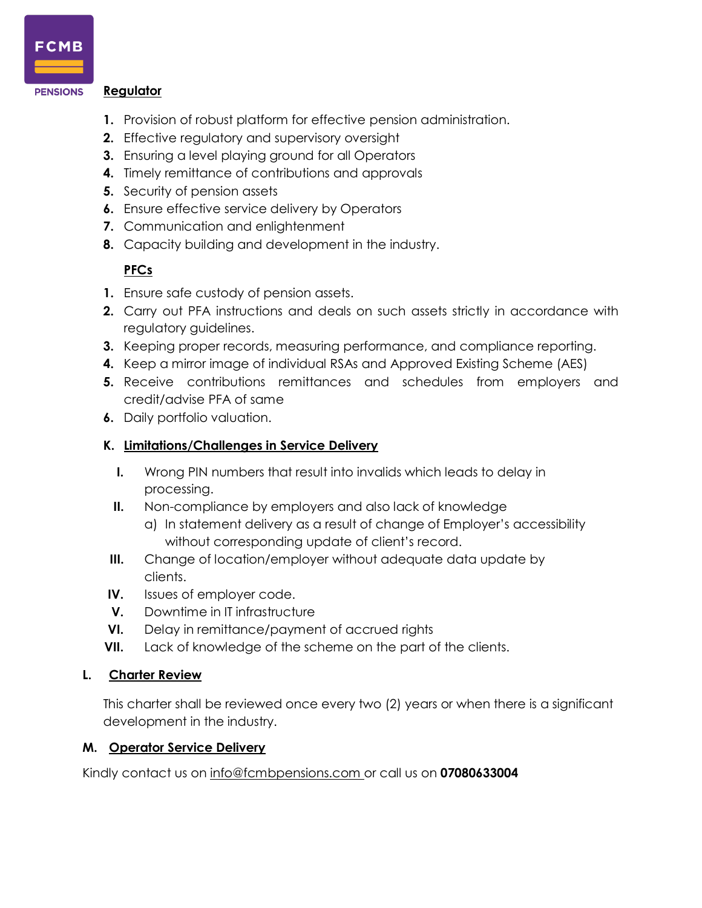**Regulator**

1. Provision of robust platform for effective pension administration.
2. Effective regulatory and supervisory oversight
3. Ensuring a level playing ground for all Operators
4. Timely remittance of contributions and approvals
5. Security of pension assets
6. Ensure effective service delivery by Operators
7. Communication and enlightenment
8. Capacity building and development in the industry.

**PFCs**

1. Ensure safe custody of pension assets.
2. Carry out PFA instructions and deals on such assets strictly in accordance with regulatory guidelines.
3. Keeping proper records, measuring performance, and compliance reporting.
4. Keep a mirror image of individual RSAs and Approved Existing Scheme (AES)
5. Receive contributions remittances and schedules from employers and credit/advise PFA of same
6. Daily portfolio valuation.

## K. Limitations/Challenges in Service Delivery

I. Wrong PIN numbers that result into invalids which leads to delay in processing.

II. Non-compliance by employers and also lack of knowledge
   a) In statement delivery as a result of change of Employer's accessibility without corresponding update of client's record.

III. Change of location/employer without adequate data update by clients.

IV. Issues of employer code.

V. Downtime in IT infrastructure

VI. Delay in remittance/payment of accrued rights

VII. Lack of knowledge of the scheme on the part of the clients.

## L. Charter Review

This charter shall be reviewed once every two (2) years or when there is a significant development in the industry.

## M. Operator Service Delivery

Kindly contact us on info@fcmbpensions.com or call us on **07080633004**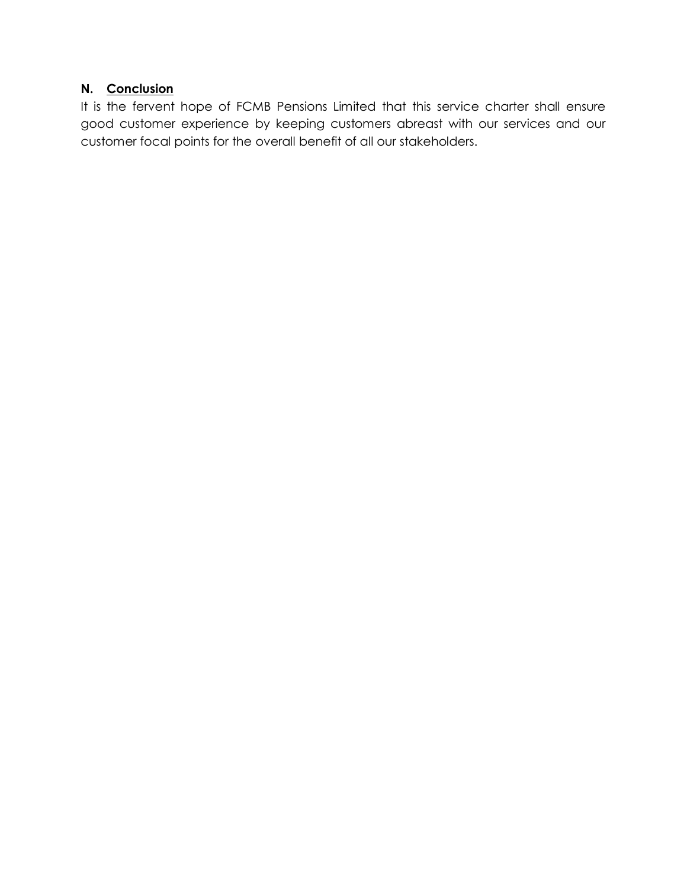## N. Conclusion

It is the fervent hope of FCMB Pensions Limited that this service charter shall ensure good customer experience by keeping customers abreast with our services and our customer focal points for the overall benefit of all our stakeholders.